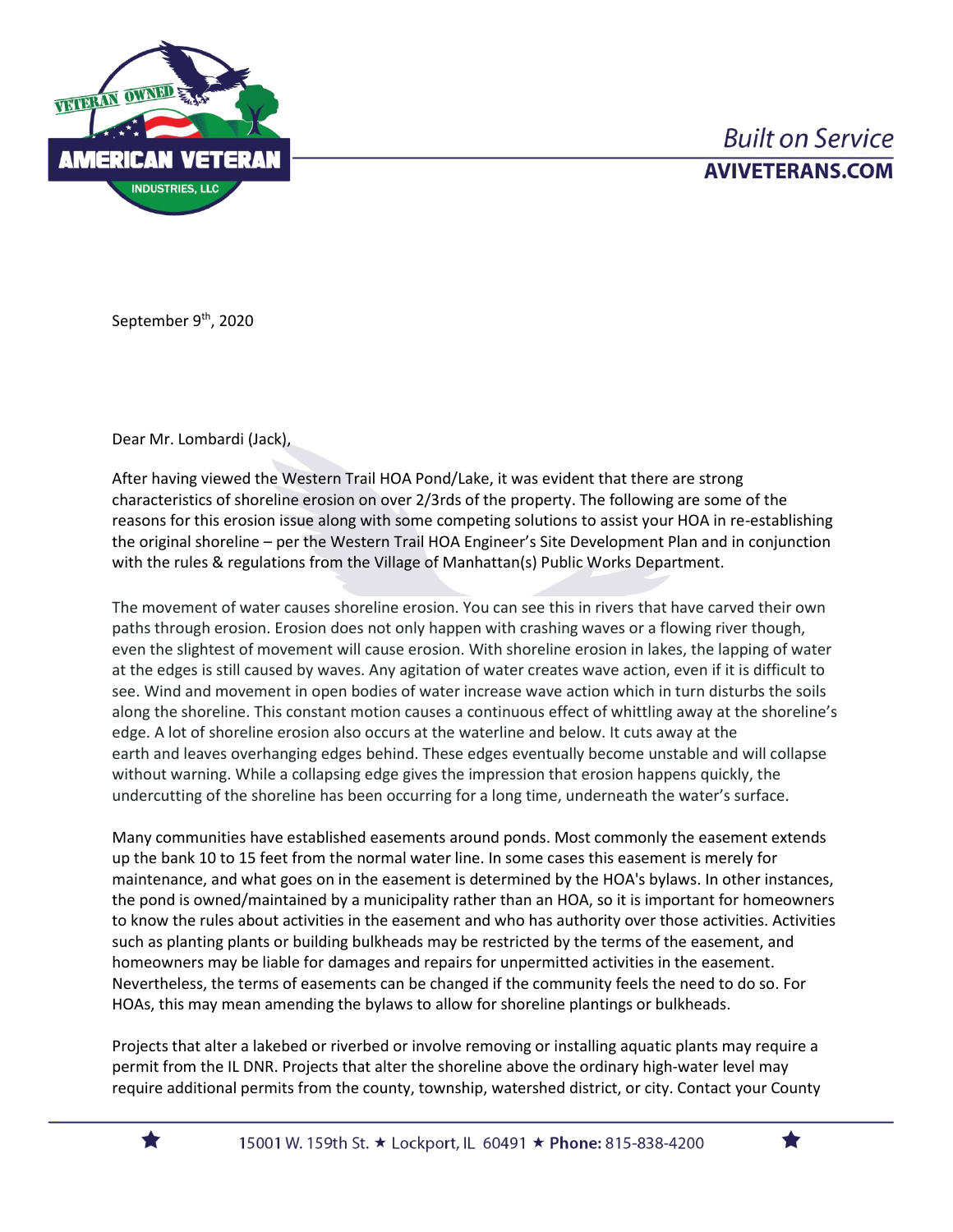September 9th, 2020

Dear Mr. Lombardi (Jack),

After having viewed the Western Trail HOA Pond/Lake, it was evident that there are strong characteristics of shoreline erosion on over 2/3rds of the property. The following are some of the reasons for this erosion issue along with some competing solutions to assist your HOA in re-establishing the original shoreline – per the Western Trail HOA Engineer's Site Development Plan and in conjunction with the rules & regulations from the Village of Manhattan(s) Public Works Department.

The movement of water causes shoreline erosion. You can see this in rivers that have carved their own paths through erosion. Erosion does not only happen with crashing waves or a flowing river though, even the slightest of movement will cause erosion. With shoreline erosion in lakes, the lapping of water at the edges is still caused by waves. Any agitation of water creates wave action, even if it is difficult to see. Wind and movement in open bodies of water increase wave action which in turn disturbs the soils along the shoreline. This constant motion causes a continuous effect of whittling away at the shoreline's edge. A lot of shoreline erosion also occurs at the waterline and below. It cuts away at the earth and leaves overhanging edges behind. These edges eventually become unstable and will collapse without warning. While a collapsing edge gives the impression that erosion happens quickly, the undercutting of the shoreline has been occurring for a long time, underneath the water's surface.

Many communities have established easements around ponds. Most commonly the easement extends up the bank 10 to 15 feet from the normal water line. In some cases this easement is merely for maintenance, and what goes on in the easement is determined by the HOA's bylaws. In other instances, the pond is owned/maintained by a municipality rather than an HOA, so it is important for homeowners to know the rules about activities in the easement and who has authority over those activities. Activities such as planting plants or building bulkheads may be restricted by the terms of the easement, and homeowners may be liable for damages and repairs for unpermitted activities in the easement. Nevertheless, the terms of easements can be changed if the community feels the need to do so. For HOAs, this may mean amending the bylaws to allow for shoreline plantings or bulkheads.

Projects that alter a lakebed or riverbed or involve removing or installing aquatic plants may require a permit from the IL DNR. Projects that alter the shoreline above the ordinary high-water level may require additional permits from the county, township, watershed district, or city. Contact your County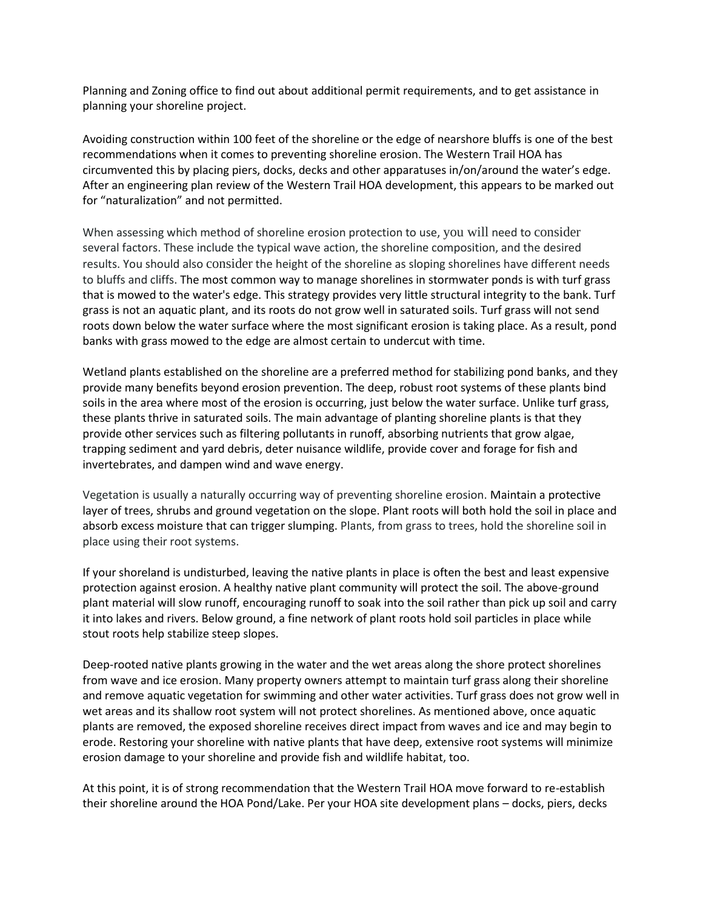Planning and Zoning office to find out about additional permit requirements, and to get assistance in planning your shoreline project.

Avoiding construction within 100 feet of the shoreline or the edge of nearshore bluffs is one of the best recommendations when it comes to preventing shoreline erosion. The Western Trail HOA has circumvented this by placing piers, docks, decks and other apparatuses in/on/around the water's edge. After an engineering plan review of the Western Trail HOA development, this appears to be marked out for "naturalization" and not permitted.

When assessing which method of shoreline erosion protection to use, you will need to consider several factors. These include the typical wave action, the shoreline composition, and the desired results. You should also consider the height of the shoreline as sloping shorelines have different needs to bluffs and cliffs. The most common way to manage shorelines in stormwater ponds is with turf grass that is mowed to the water's edge. This strategy provides very little structural integrity to the bank. Turf grass is not an aquatic plant, and its roots do not grow well in saturated soils. Turf grass will not send roots down below the water surface where the most significant erosion is taking place. As a result, pond banks with grass mowed to the edge are almost certain to undercut with time.

Wetland plants established on the shoreline are a preferred method for stabilizing pond banks, and they provide many benefits beyond erosion prevention. The deep, robust root systems of these plants bind soils in the area where most of the erosion is occurring, just below the water surface. Unlike turf grass, these plants thrive in saturated soils. The main advantage of planting shoreline plants is that they provide other services such as filtering pollutants in runoff, absorbing nutrients that grow algae, trapping sediment and yard debris, deter nuisance wildlife, provide cover and forage for fish and invertebrates, and dampen wind and wave energy.

Vegetation is usually a naturally occurring way of preventing shoreline erosion. Maintain a protective layer of trees, shrubs and ground vegetation on the slope. Plant roots will both hold the soil in place and absorb excess moisture that can trigger slumping. Plants, from grass to trees, hold the shoreline soil in place using their root systems.

If your shoreland is undisturbed, leaving the native plants in place is often the best and least expensive protection against erosion. A healthy native plant community will protect the soil. The above-ground plant material will slow runoff, encouraging runoff to soak into the soil rather than pick up soil and carry it into lakes and rivers. Below ground, a fine network of plant roots hold soil particles in place while stout roots help stabilize steep slopes.

Deep-rooted native plants growing in the water and the wet areas along the shore protect shorelines from wave and ice erosion. Many property owners attempt to maintain turf grass along their shoreline and remove aquatic vegetation for swimming and other water activities. Turf grass does not grow well in wet areas and its shallow root system will not protect shorelines. As mentioned above, once aquatic plants are removed, the exposed shoreline receives direct impact from waves and ice and may begin to erode. Restoring your shoreline with native plants that have deep, extensive root systems will minimize erosion damage to your shoreline and provide fish and wildlife habitat, too.

At this point, it is of strong recommendation that the Western Trail HOA move forward to re-establish their shoreline around the HOA Pond/Lake. Per your HOA site development plans – docks, piers, decks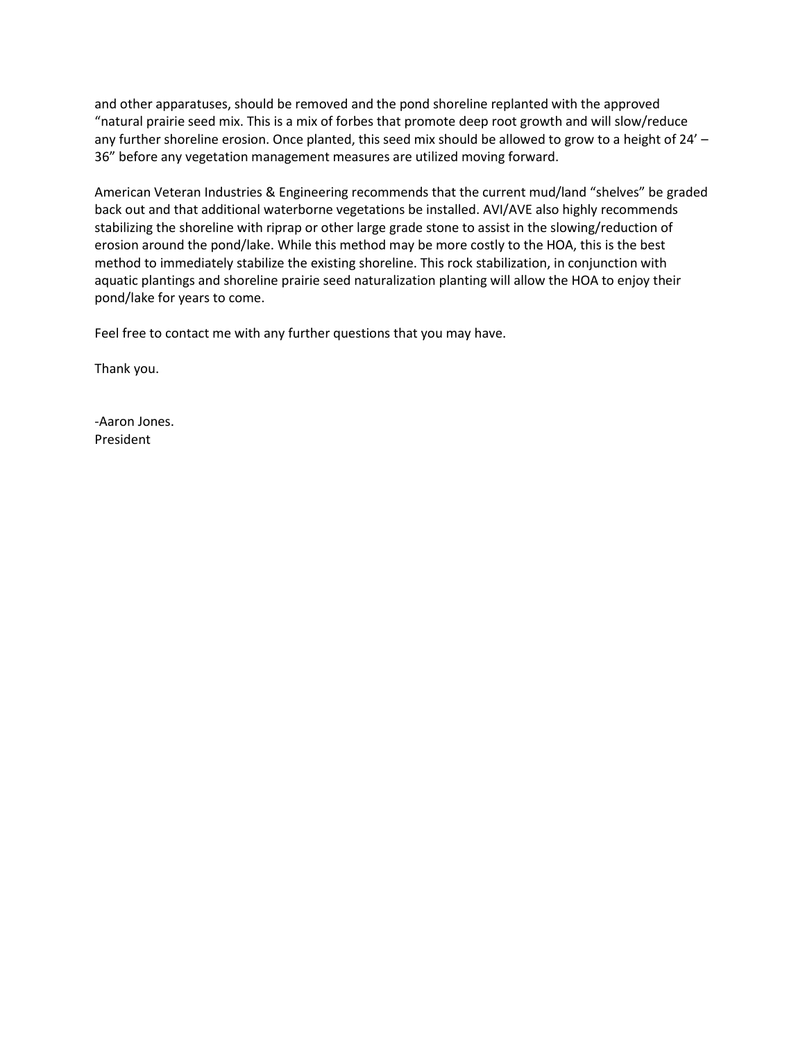and other apparatuses, should be removed and the pond shoreline replanted with the approved "natural prairie seed mix. This is a mix of forbes that promote deep root growth and will slow/reduce any further shoreline erosion. Once planted, this seed mix should be allowed to grow to a height of 24' – 36" before any vegetation management measures are utilized moving forward.

American Veteran Industries & Engineering recommends that the current mud/land "shelves" be graded back out and that additional waterborne vegetations be installed. AVI/AVE also highly recommends stabilizing the shoreline with riprap or other large grade stone to assist in the slowing/reduction of erosion around the pond/lake. While this method may be more costly to the HOA, this is the best method to immediately stabilize the existing shoreline. This rock stabilization, in conjunction with aquatic plantings and shoreline prairie seed naturalization planting will allow the HOA to enjoy their pond/lake for years to come.

Feel free to contact me with any further questions that you may have.

Thank you.

-Aaron Jones.
President